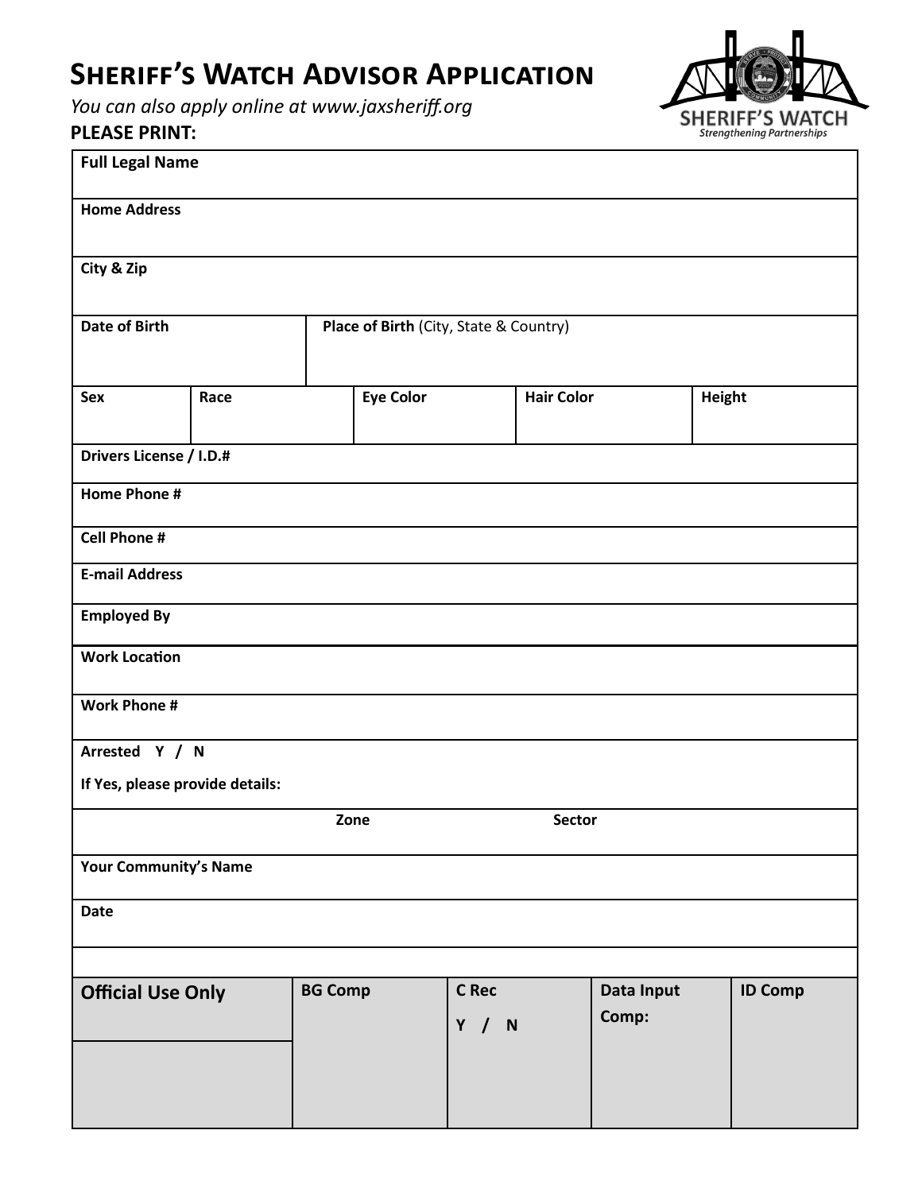# Sheriff's Watch Advisor Application

*You can also apply online at www.jaxsheriff.org*

SHERIFF'S WATCH
*Strengthening Partnerships*

**PLEASE PRINT:**

| **Full Legal Name** | | | | | |
|---|---|---|---|---|---|
| **Home Address** | | | | | |
| **City & Zip** | | | | | |
| **Date of Birth** | | **Place of Birth** (City, State & Country) | | | |
| **Sex** | **Race** | **Eye Color** | | **Hair Color** | **Height** |
| **Drivers License / I.D.#** | | | | | |
| **Home Phone #** | | | | | |
| **Cell Phone #** | | | | | |
| **E-mail Address** | | | | | |
| **Employed By** | | | | | |
| **Work Location** | | | | | |
| **Work Phone #** | | | | | |
| **Arrested Y / N**<br>**If Yes, please provide details:** | | | | | |
| | **Zone** | | **Sector** | | |
| **Your Community's Name** | | | | | |
| **Date** | | | | | |
| | | | | | |

| **Official Use Only** | **BG Comp** | **C Rec**<br>**Y / N** | **Data Input Comp:** | **ID Comp** |
|---|---|---|---|---|
| | | | | |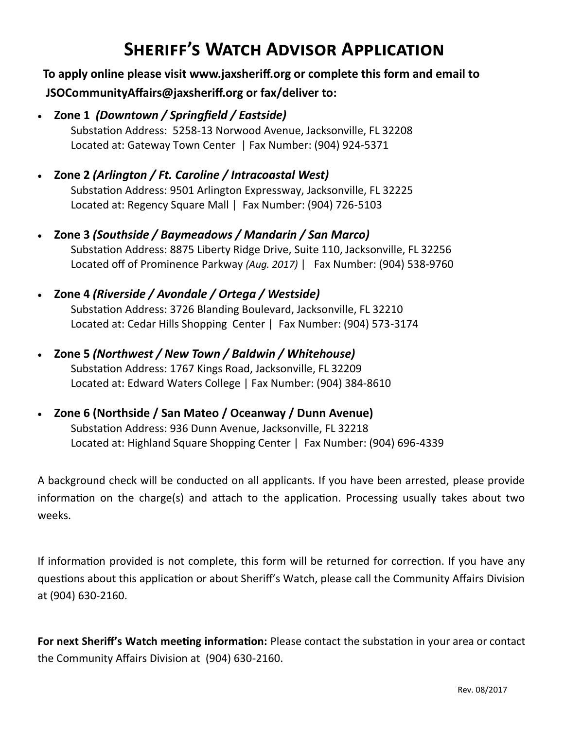# Sheriff's Watch Advisor Application

**To apply online please visit www.jaxsheriff.org or complete this form and email to JSOCommunityAffairs@jaxsheriff.org or fax/deliver to:**

- **Zone 1** ***(Downtown / Springfield / Eastside)***
  Substation Address: 5258-13 Norwood Avenue, Jacksonville, FL 32208
  Located at: Gateway Town Center | Fax Number: (904) 924-5371

- **Zone 2** ***(Arlington / Ft. Caroline / Intracoastal West)***
  Substation Address: 9501 Arlington Expressway, Jacksonville, FL 32225
  Located at: Regency Square Mall | Fax Number: (904) 726-5103

- **Zone 3** ***(Southside / Baymeadows / Mandarin / San Marco)***
  Substation Address: 8875 Liberty Ridge Drive, Suite 110, Jacksonville, FL 32256
  Located off of Prominence Parkway *(Aug. 2017)* | Fax Number: (904) 538-9760

- **Zone 4** ***(Riverside / Avondale / Ortega / Westside)***
  Substation Address: 3726 Blanding Boulevard, Jacksonville, FL 32210
  Located at: Cedar Hills Shopping Center | Fax Number: (904) 573-3174

- **Zone 5** ***(Northwest / New Town / Baldwin / Whitehouse)***
  Substation Address: 1767 Kings Road, Jacksonville, FL 32209
  Located at: Edward Waters College | Fax Number: (904) 384-8610

- **Zone 6 (Northside / San Mateo / Oceanway / Dunn Avenue)**
  Substation Address: 936 Dunn Avenue, Jacksonville, FL 32218
  Located at: Highland Square Shopping Center | Fax Number: (904) 696-4339

A background check will be conducted on all applicants. If you have been arrested, please provide information on the charge(s) and attach to the application. Processing usually takes about two weeks.

If information provided is not complete, this form will be returned for correction. If you have any questions about this application or about Sheriff's Watch, please call the Community Affairs Division at (904) 630-2160.

**For next Sheriff's Watch meeting information:** Please contact the substation in your area or contact the Community Affairs Division at (904) 630-2160.

Rev. 08/2017